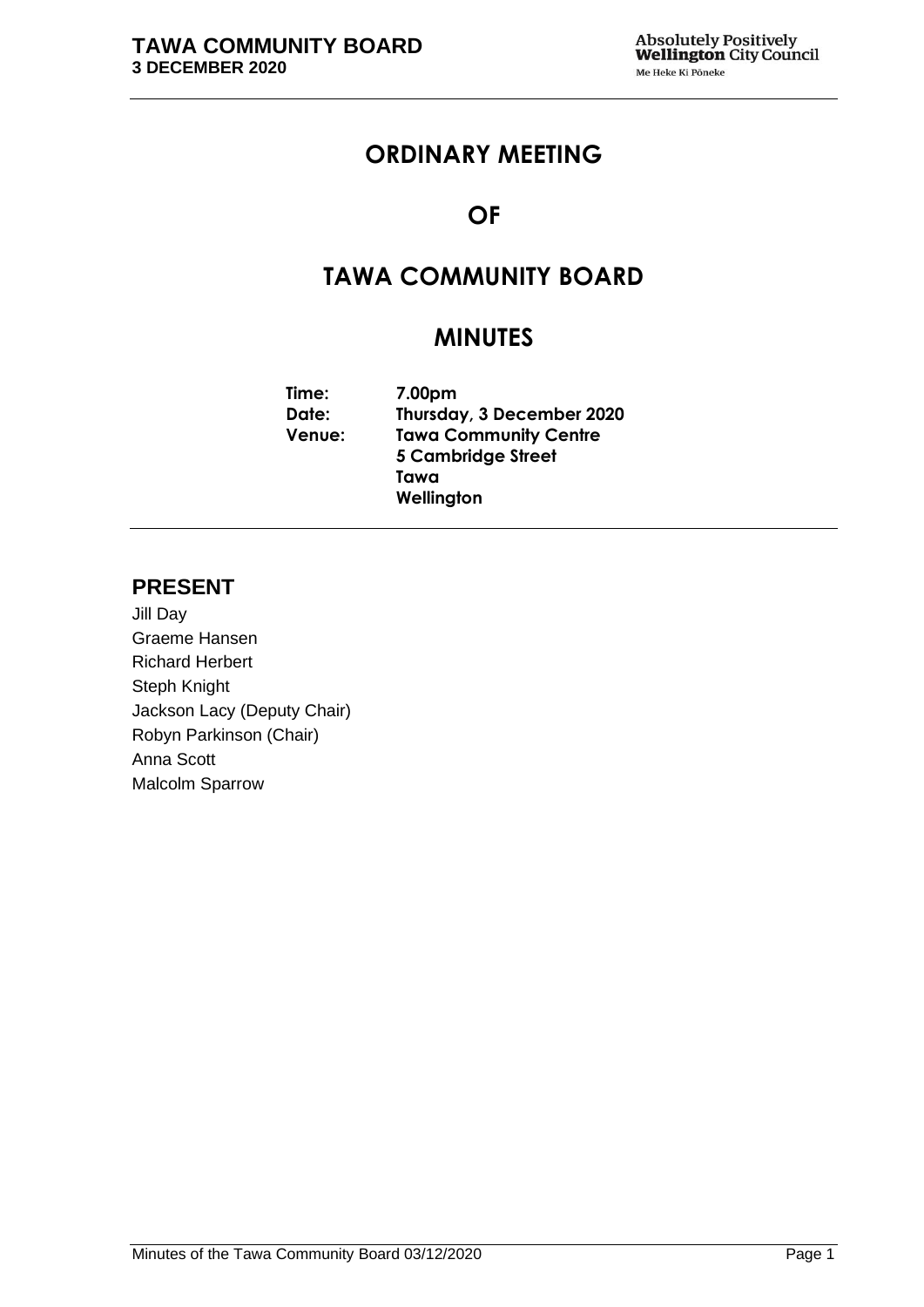# ORDINARY MEETING

# OF

# TAWA COMMUNITY BOARD

# MINUTES

**Time:** 7.00pm
**Date:** Thursday, 3 December 2020
**Venue:** Tawa Community Centre
5 Cambridge Street
Tawa
Wellington

## PRESENT

Jill Day
Graeme Hansen
Richard Herbert
Steph Knight
Jackson Lacy (Deputy Chair)
Robyn Parkinson (Chair)
Anna Scott
Malcolm Sparrow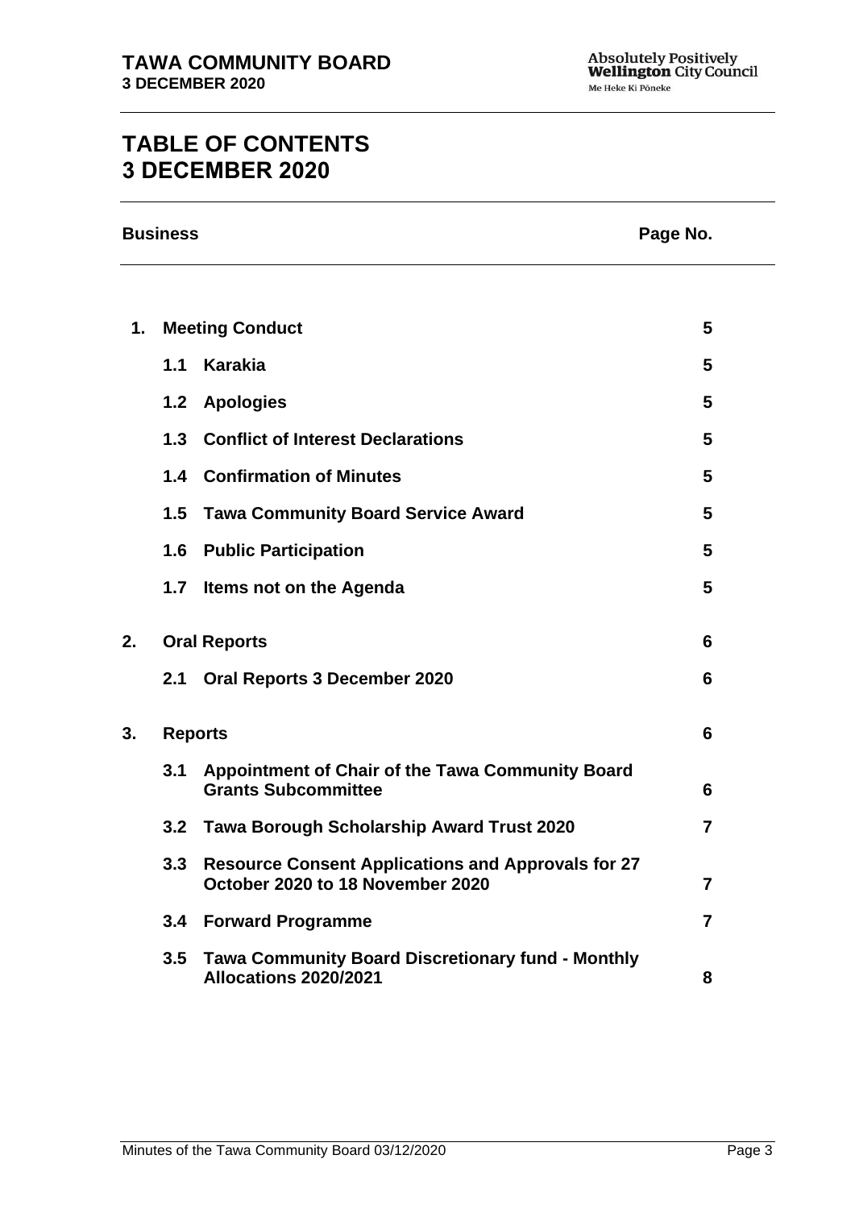# TABLE OF CONTENTS
# 3 DECEMBER 2020

| Business | | | Page No. |
|---|---|---|---|
| **1.** | **Meeting Conduct** | | **5** |
| | **1.1** | **Karakia** | **5** |
| | **1.2** | **Apologies** | **5** |
| | **1.3** | **Conflict of Interest Declarations** | **5** |
| | **1.4** | **Confirmation of Minutes** | **5** |
| | **1.5** | **Tawa Community Board Service Award** | **5** |
| | **1.6** | **Public Participation** | **5** |
| | **1.7** | **Items not on the Agenda** | **5** |
| **2.** | **Oral Reports** | | **6** |
| | **2.1** | **Oral Reports 3 December 2020** | **6** |
| **3.** | **Reports** | | **6** |
| | **3.1** | **Appointment of Chair of the Tawa Community Board Grants Subcommittee** | **6** |
| | **3.2** | **Tawa Borough Scholarship Award Trust 2020** | **7** |
| | **3.3** | **Resource Consent Applications and Approvals for 27 October 2020 to 18 November 2020** | **7** |
| | **3.4** | **Forward Programme** | **7** |
| | **3.5** | **Tawa Community Board Discretionary fund - Monthly Allocations 2020/2021** | **8** |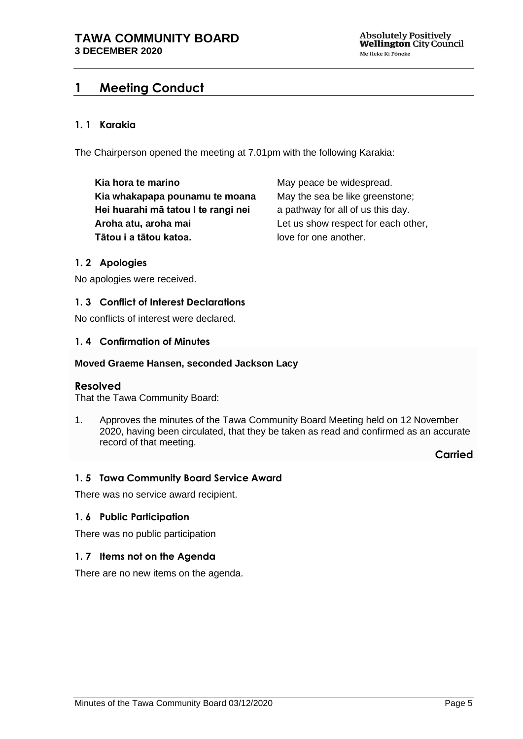# 1 Meeting Conduct

### 1. 1 Karakia

The Chairperson opened the meeting at 7.01pm with the following Karakia:

| | |
|---|---|
| **Kia hora te marino** | May peace be widespread. |
| **Kia whakapapa pounamu te moana** | May the sea be like greenstone; |
| **Hei huarahi mā tatou I te rangi nei** | a pathway for all of us this day. |
| **Aroha atu, aroha mai** | Let us show respect for each other, |
| **Tātou i a tātou katoa.** | love for one another. |

### 1. 2 Apologies

No apologies were received.

### 1. 3 Conflict of Interest Declarations

No conflicts of interest were declared.

### 1. 4 Confirmation of Minutes

**Moved Graeme Hansen, seconded Jackson Lacy**

**Resolved**

That the Tawa Community Board:

1. Approves the minutes of the Tawa Community Board Meeting held on 12 November 2020, having been circulated, that they be taken as read and confirmed as an accurate record of that meeting.

**Carried**

### 1. 5 Tawa Community Board Service Award

There was no service award recipient.

### 1. 6 Public Participation

There was no public participation

### 1. 7 Items not on the Agenda

There are no new items on the agenda.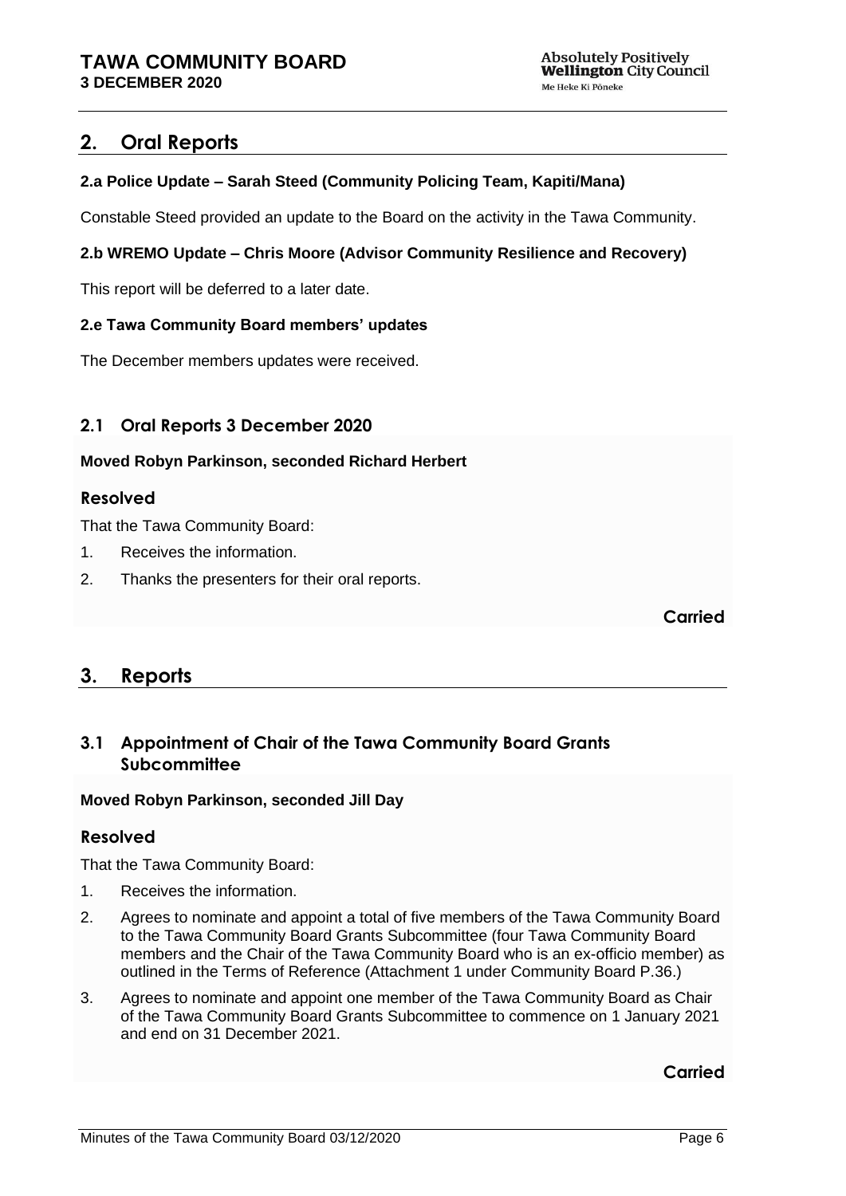## 2. Oral Reports

**2.a Police Update – Sarah Steed (Community Policing Team, Kapiti/Mana)**

Constable Steed provided an update to the Board on the activity in the Tawa Community.

**2.b WREMO Update – Chris Moore (Advisor Community Resilience and Recovery)**

This report will be deferred to a later date.

**2.e Tawa Community Board members' updates**

The December members updates were received.

### 2.1 Oral Reports 3 December 2020

**Moved Robyn Parkinson, seconded Richard Herbert**

#### Resolved

That the Tawa Community Board:

1. Receives the information.
2. Thanks the presenters for their oral reports.

**Carried**

## 3. Reports

### 3.1 Appointment of Chair of the Tawa Community Board Grants Subcommittee

**Moved Robyn Parkinson, seconded Jill Day**

#### Resolved

That the Tawa Community Board:

1. Receives the information.
2. Agrees to nominate and appoint a total of five members of the Tawa Community Board to the Tawa Community Board Grants Subcommittee (four Tawa Community Board members and the Chair of the Tawa Community Board who is an ex-officio member) as outlined in the Terms of Reference (Attachment 1 under Community Board P.36.)
3. Agrees to nominate and appoint one member of the Tawa Community Board as Chair of the Tawa Community Board Grants Subcommittee to commence on 1 January 2021 and end on 31 December 2021.

**Carried**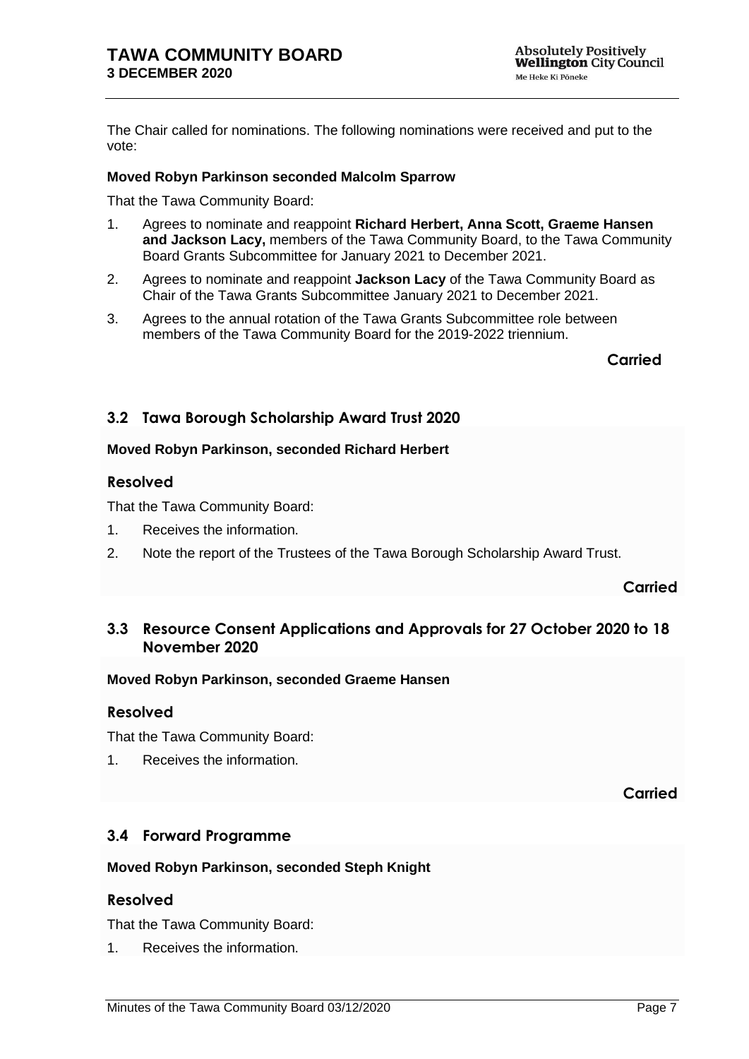The Chair called for nominations. The following nominations were received and put to the vote:

**Moved Robyn Parkinson seconded Malcolm Sparrow**

That the Tawa Community Board:

1. Agrees to nominate and reappoint **Richard Herbert, Anna Scott, Graeme Hansen and Jackson Lacy,** members of the Tawa Community Board, to the Tawa Community Board Grants Subcommittee for January 2021 to December 2021.
2. Agrees to nominate and reappoint **Jackson Lacy** of the Tawa Community Board as Chair of the Tawa Grants Subcommittee January 2021 to December 2021.
3. Agrees to the annual rotation of the Tawa Grants Subcommittee role between members of the Tawa Community Board for the 2019-2022 triennium.

**Carried**

## 3.2 Tawa Borough Scholarship Award Trust 2020

**Moved Robyn Parkinson, seconded Richard Herbert**

### Resolved

That the Tawa Community Board:

1. Receives the information.
2. Note the report of the Trustees of the Tawa Borough Scholarship Award Trust.

**Carried**

## 3.3 Resource Consent Applications and Approvals for 27 October 2020 to 18 November 2020

**Moved Robyn Parkinson, seconded Graeme Hansen**

### Resolved

That the Tawa Community Board:

1. Receives the information.

**Carried**

## 3.4 Forward Programme

**Moved Robyn Parkinson, seconded Steph Knight**

### Resolved

That the Tawa Community Board:

1. Receives the information.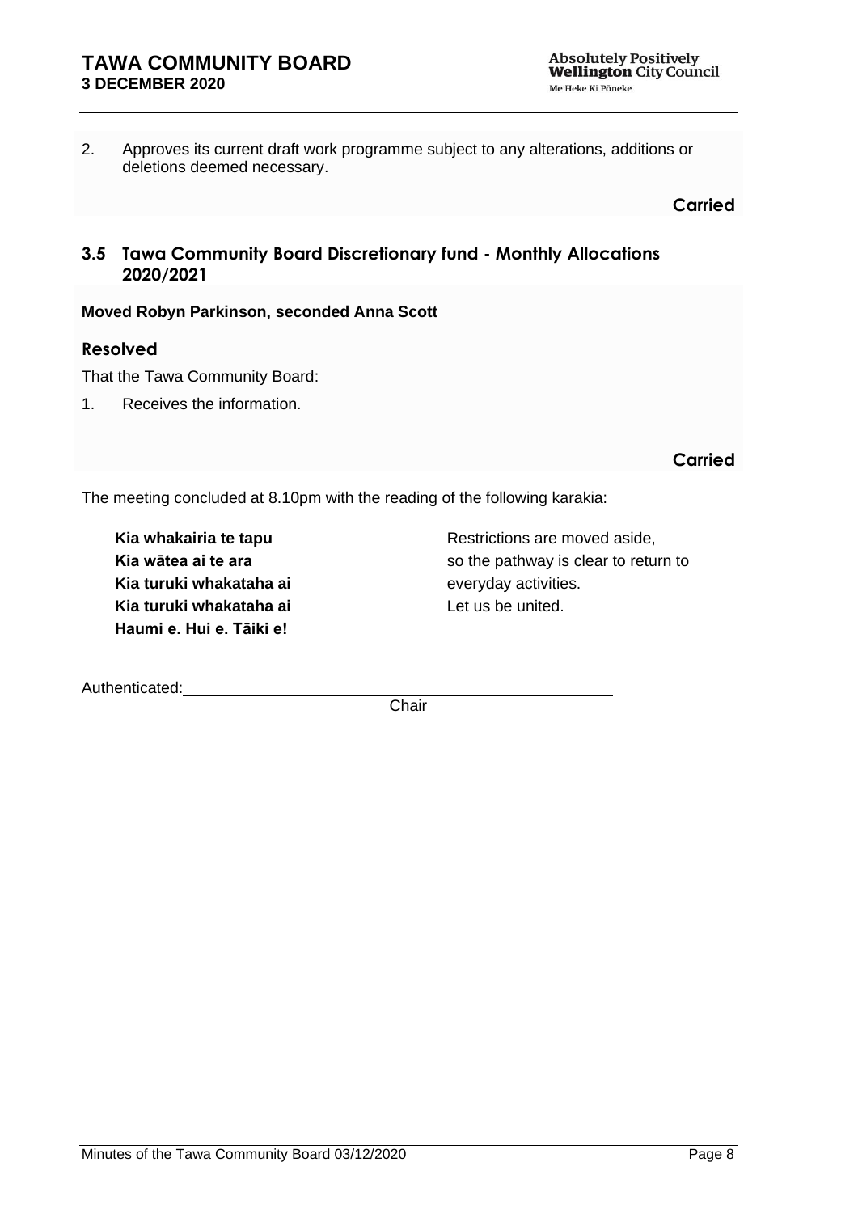2. Approves its current draft work programme subject to any alterations, additions or deletions deemed necessary.

**Carried**

### 3.5 Tawa Community Board Discretionary fund - Monthly Allocations 2020/2021

**Moved Robyn Parkinson, seconded Anna Scott**

#### Resolved

That the Tawa Community Board:

1. Receives the information.

**Carried**

The meeting concluded at 8.10pm with the reading of the following karakia:

| | |
|---|---|
| **Kia whakairia te tapu** | Restrictions are moved aside, |
| **Kia wātea ai te ara** | so the pathway is clear to return to |
| **Kia turuki whakataha ai** | everyday activities. |
| **Kia turuki whakataha ai** | Let us be united. |
| **Haumi e. Hui e. Tāiki e!** | |

Authenticated: _______________________________________________
Chair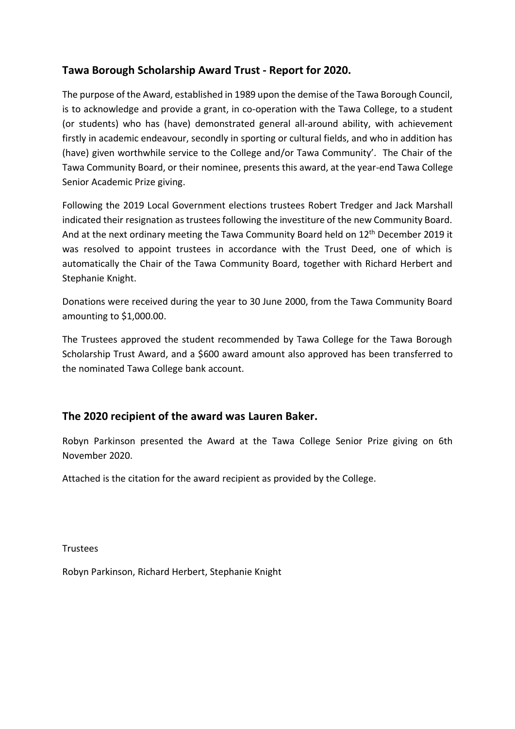## Tawa Borough Scholarship Award Trust - Report for 2020.

The purpose of the Award, established in 1989 upon the demise of the Tawa Borough Council, is to acknowledge and provide a grant, in co-operation with the Tawa College, to a student (or students) who has (have) demonstrated general all-around ability, with achievement firstly in academic endeavour, secondly in sporting or cultural fields, and who in addition has (have) given worthwhile service to the College and/or Tawa Community'. The Chair of the Tawa Community Board, or their nominee, presents this award, at the year-end Tawa College Senior Academic Prize giving.

Following the 2019 Local Government elections trustees Robert Tredger and Jack Marshall indicated their resignation as trustees following the investiture of the new Community Board. And at the next ordinary meeting the Tawa Community Board held on 12th December 2019 it was resolved to appoint trustees in accordance with the Trust Deed, one of which is automatically the Chair of the Tawa Community Board, together with Richard Herbert and Stephanie Knight.

Donations were received during the year to 30 June 2000, from the Tawa Community Board amounting to $1,000.00.

The Trustees approved the student recommended by Tawa College for the Tawa Borough Scholarship Trust Award, and a $600 award amount also approved has been transferred to the nominated Tawa College bank account.

## The 2020 recipient of the award was Lauren Baker.

Robyn Parkinson presented the Award at the Tawa College Senior Prize giving on 6th November 2020.

Attached is the citation for the award recipient as provided by the College.

Trustees

Robyn Parkinson, Richard Herbert, Stephanie Knight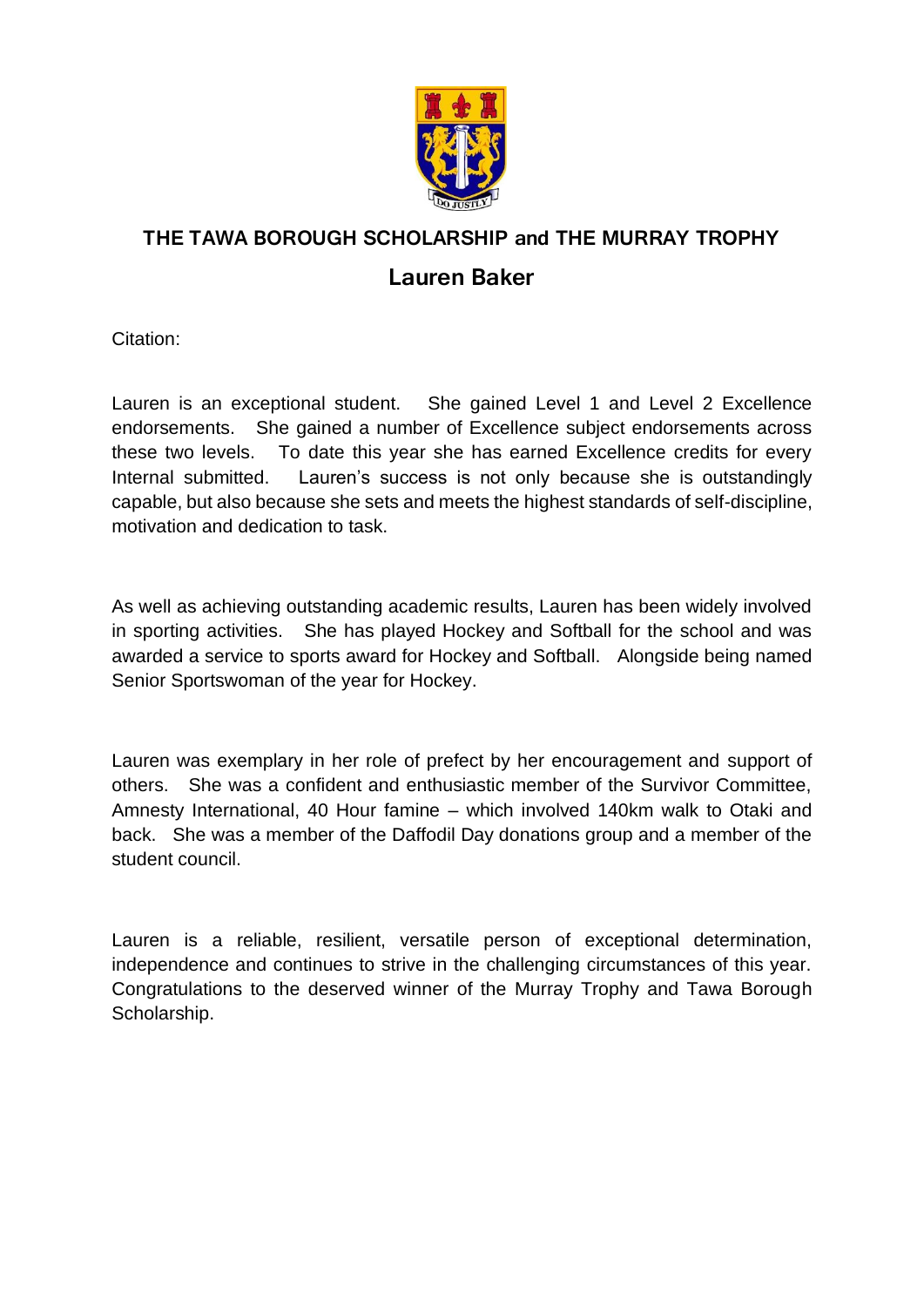## THE TAWA BOROUGH SCHOLARSHIP and THE MURRAY TROPHY

### Lauren Baker

Citation:

Lauren is an exceptional student. She gained Level 1 and Level 2 Excellence endorsements. She gained a number of Excellence subject endorsements across these two levels. To date this year she has earned Excellence credits for every Internal submitted. Lauren's success is not only because she is outstandingly capable, but also because she sets and meets the highest standards of self-discipline, motivation and dedication to task.

As well as achieving outstanding academic results, Lauren has been widely involved in sporting activities. She has played Hockey and Softball for the school and was awarded a service to sports award for Hockey and Softball. Alongside being named Senior Sportswoman of the year for Hockey.

Lauren was exemplary in her role of prefect by her encouragement and support of others. She was a confident and enthusiastic member of the Survivor Committee, Amnesty International, 40 Hour famine – which involved 140km walk to Otaki and back. She was a member of the Daffodil Day donations group and a member of the student council.

Lauren is a reliable, resilient, versatile person of exceptional determination, independence and continues to strive in the challenging circumstances of this year. Congratulations to the deserved winner of the Murray Trophy and Tawa Borough Scholarship.